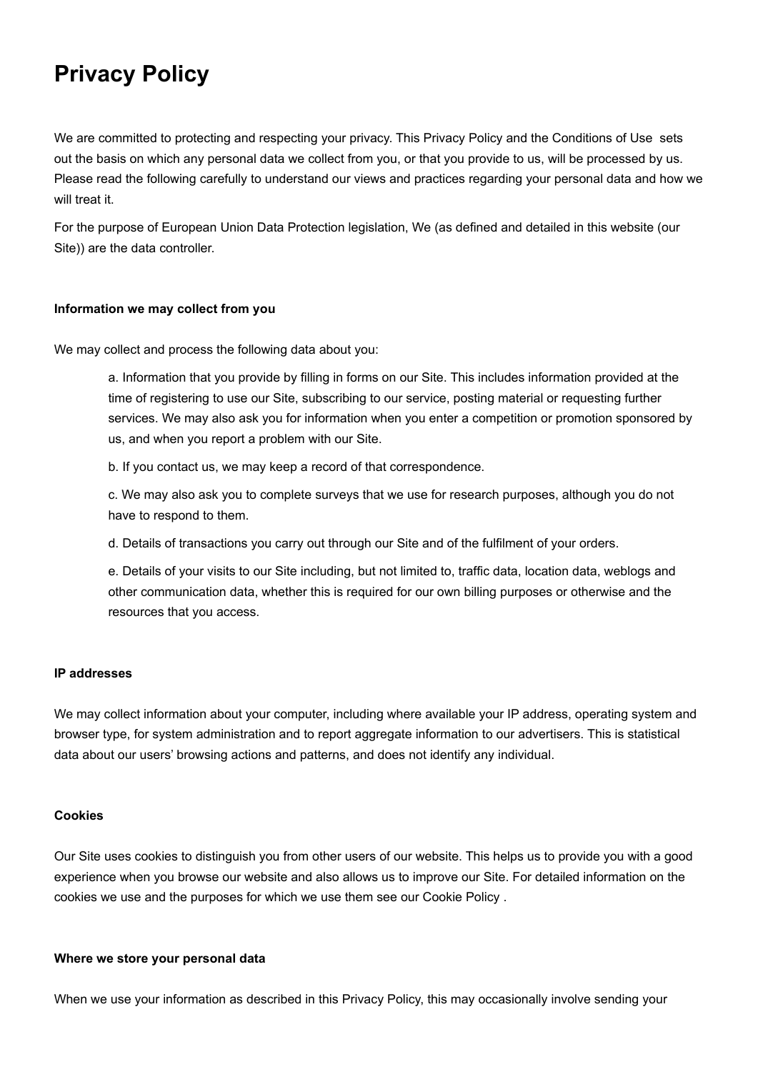# Privacy Policy

We are committed to protecting and respecting your privacy. This Privacy Policy and the Conditions of Use sets out the basis on which any personal data we collect from you, or that you provide to us, will be processed by us. Please read the following carefully to understand our views and practices regarding your personal data and how we will treat it.

For the purpose of European Union Data Protection legislation, We (as defined and detailed in this website (our Site)) are the data controller.

**Information we may collect from you**

We may collect and process the following data about you:

a. Information that you provide by filling in forms on our Site. This includes information provided at the time of registering to use our Site, subscribing to our service, posting material or requesting further services. We may also ask you for information when you enter a competition or promotion sponsored by us, and when you report a problem with our Site.

b. If you contact us, we may keep a record of that correspondence.

c. We may also ask you to complete surveys that we use for research purposes, although you do not have to respond to them.

d. Details of transactions you carry out through our Site and of the fulfilment of your orders.

e. Details of your visits to our Site including, but not limited to, traffic data, location data, weblogs and other communication data, whether this is required for our own billing purposes or otherwise and the resources that you access.

**IP addresses**

We may collect information about your computer, including where available your IP address, operating system and browser type, for system administration and to report aggregate information to our advertisers. This is statistical data about our users' browsing actions and patterns, and does not identify any individual.

**Cookies**

Our Site uses cookies to distinguish you from other users of our website. This helps us to provide you with a good experience when you browse our website and also allows us to improve our Site. For detailed information on the cookies we use and the purposes for which we use them see our Cookie Policy .

**Where we store your personal data**

When we use your information as described in this Privacy Policy, this may occasionally involve sending your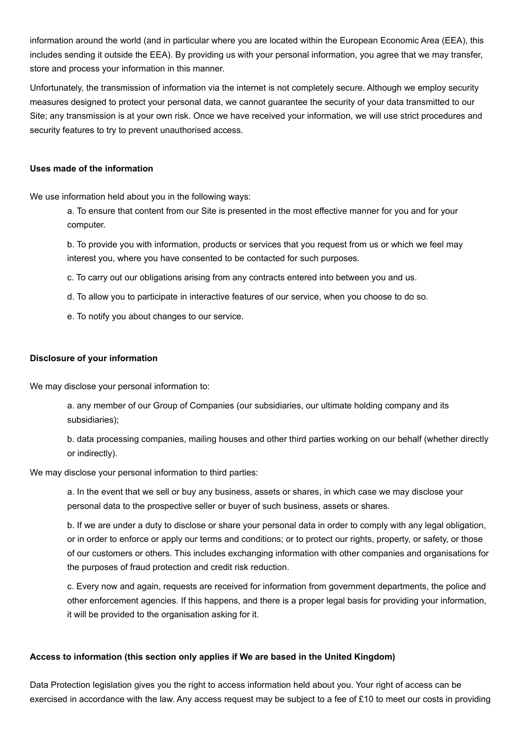information around the world (and in particular where you are located within the European Economic Area (EEA), this includes sending it outside the EEA). By providing us with your personal information, you agree that we may transfer, store and process your information in this manner.

Unfortunately, the transmission of information via the internet is not completely secure. Although we employ security measures designed to protect your personal data, we cannot guarantee the security of your data transmitted to our Site; any transmission is at your own risk. Once we have received your information, we will use strict procedures and security features to try to prevent unauthorised access.

**Uses made of the information**

We use information held about you in the following ways:

a. To ensure that content from our Site is presented in the most effective manner for you and for your computer.

b. To provide you with information, products or services that you request from us or which we feel may interest you, where you have consented to be contacted for such purposes.

c. To carry out our obligations arising from any contracts entered into between you and us.

d. To allow you to participate in interactive features of our service, when you choose to do so.

e. To notify you about changes to our service.

**Disclosure of your information**

We may disclose your personal information to:

a. any member of our Group of Companies (our subsidiaries, our ultimate holding company and its subsidiaries);

b. data processing companies, mailing houses and other third parties working on our behalf (whether directly or indirectly).

We may disclose your personal information to third parties:

a. In the event that we sell or buy any business, assets or shares, in which case we may disclose your personal data to the prospective seller or buyer of such business, assets or shares.

b. If we are under a duty to disclose or share your personal data in order to comply with any legal obligation, or in order to enforce or apply our terms and conditions; or to protect our rights, property, or safety, or those of our customers or others. This includes exchanging information with other companies and organisations for the purposes of fraud protection and credit risk reduction.

c. Every now and again, requests are received for information from government departments, the police and other enforcement agencies. If this happens, and there is a proper legal basis for providing your information, it will be provided to the organisation asking for it.

**Access to information (this section only applies if We are based in the United Kingdom)**

Data Protection legislation gives you the right to access information held about you. Your right of access can be exercised in accordance with the law. Any access request may be subject to a fee of £10 to meet our costs in providing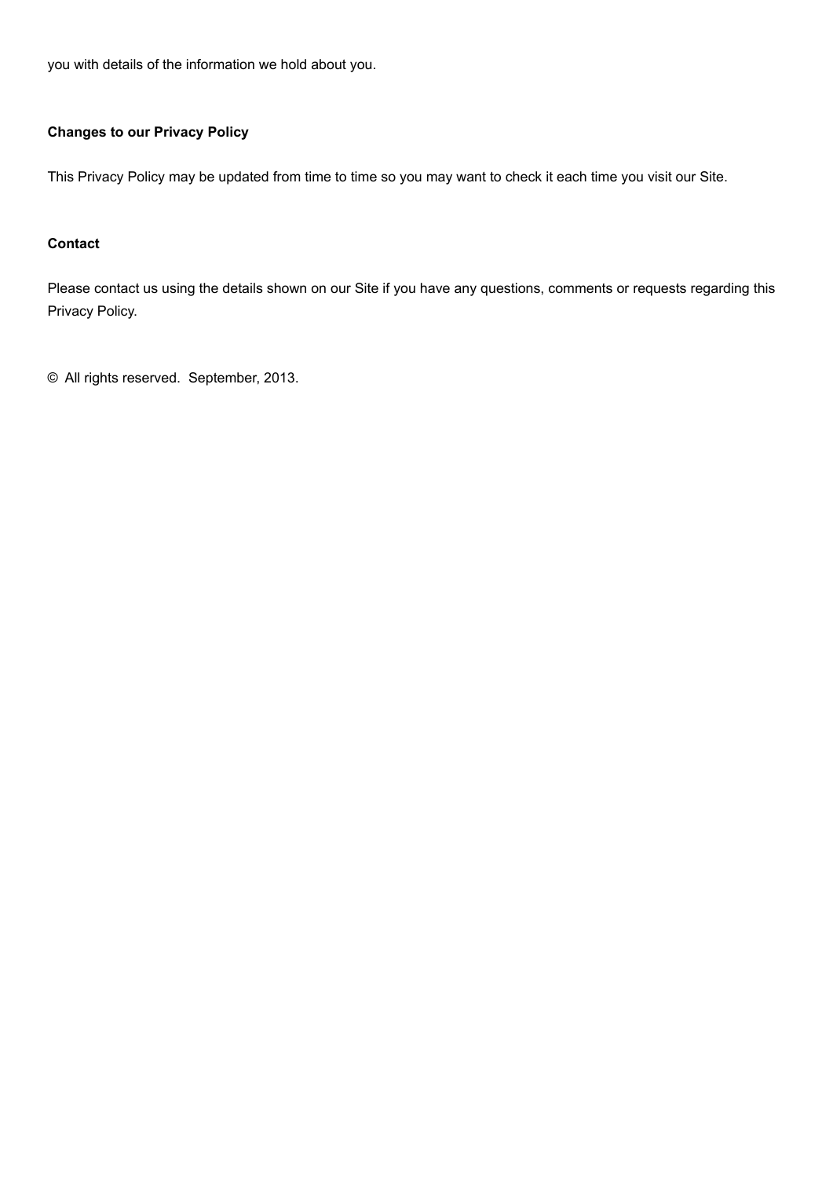you with details of the information we hold about you.

**Changes to our Privacy Policy**

This Privacy Policy may be updated from time to time so you may want to check it each time you visit our Site.

**Contact**

Please contact us using the details shown on our Site if you have any questions, comments or requests regarding this Privacy Policy.

© All rights reserved. September, 2013.